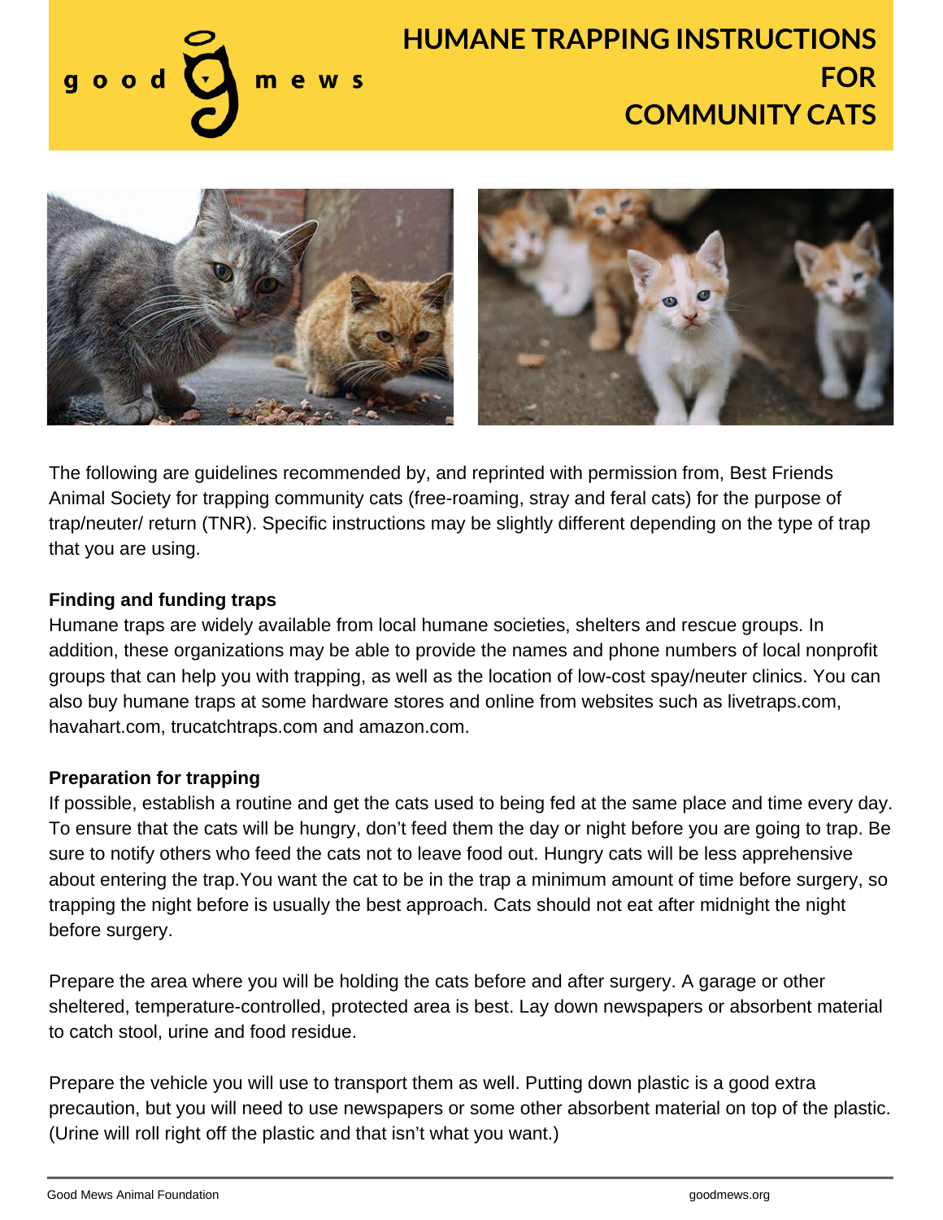# HUMANE TRAPPING INSTRUCTIONS FOR COMMUNITY CATS

The following are guidelines recommended by, and reprinted with permission from, Best Friends Animal Society for trapping community cats (free-roaming, stray and feral cats) for the purpose of trap/neuter/ return (TNR). Specific instructions may be slightly different depending on the type of trap that you are using.

**Finding and funding traps**

Humane traps are widely available from local humane societies, shelters and rescue groups. In addition, these organizations may be able to provide the names and phone numbers of local nonprofit groups that can help you with trapping, as well as the location of low-cost spay/neuter clinics. You can also buy humane traps at some hardware stores and online from websites such as livetraps.com, havahart.com, trucatchtraps.com and amazon.com.

**Preparation for trapping**

If possible, establish a routine and get the cats used to being fed at the same place and time every day. To ensure that the cats will be hungry, don't feed them the day or night before you are going to trap. Be sure to notify others who feed the cats not to leave food out. Hungry cats will be less apprehensive about entering the trap.You want the cat to be in the trap a minimum amount of time before surgery, so trapping the night before is usually the best approach. Cats should not eat after midnight the night before surgery.

Prepare the area where you will be holding the cats before and after surgery. A garage or other sheltered, temperature-controlled, protected area is best. Lay down newspapers or absorbent material to catch stool, urine and food residue.

Prepare the vehicle you will use to transport them as well. Putting down plastic is a good extra precaution, but you will need to use newspapers or some other absorbent material on top of the plastic. (Urine will roll right off the plastic and that isn't what you want.)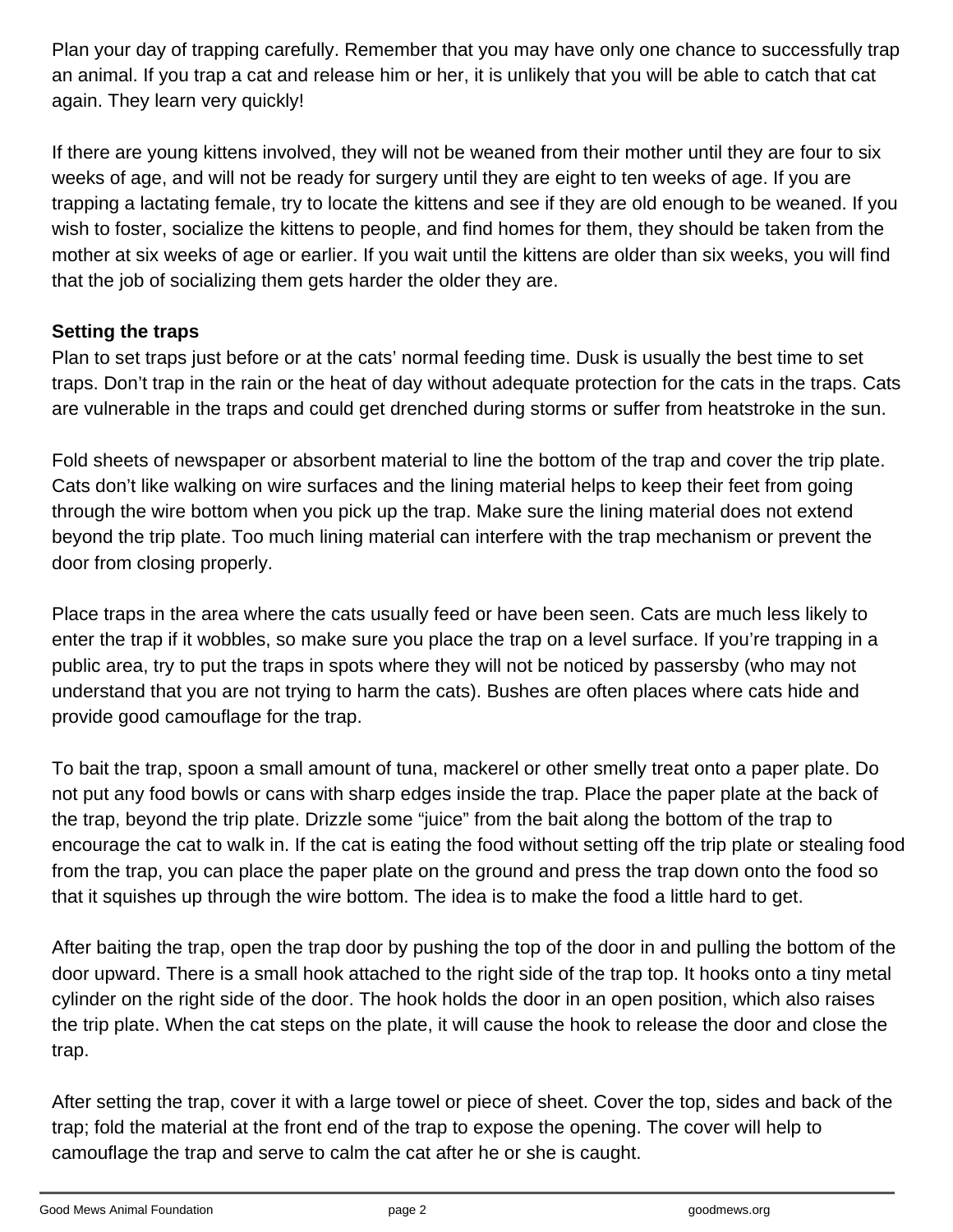Plan your day of trapping carefully. Remember that you may have only one chance to successfully trap an animal. If you trap a cat and release him or her, it is unlikely that you will be able to catch that cat again. They learn very quickly!

If there are young kittens involved, they will not be weaned from their mother until they are four to six weeks of age, and will not be ready for surgery until they are eight to ten weeks of age. If you are trapping a lactating female, try to locate the kittens and see if they are old enough to be weaned. If you wish to foster, socialize the kittens to people, and find homes for them, they should be taken from the mother at six weeks of age or earlier. If you wait until the kittens are older than six weeks, you will find that the job of socializing them gets harder the older they are.

**Setting the traps**

Plan to set traps just before or at the cats' normal feeding time. Dusk is usually the best time to set traps. Don't trap in the rain or the heat of day without adequate protection for the cats in the traps. Cats are vulnerable in the traps and could get drenched during storms or suffer from heatstroke in the sun.

Fold sheets of newspaper or absorbent material to line the bottom of the trap and cover the trip plate. Cats don't like walking on wire surfaces and the lining material helps to keep their feet from going through the wire bottom when you pick up the trap. Make sure the lining material does not extend beyond the trip plate. Too much lining material can interfere with the trap mechanism or prevent the door from closing properly.

Place traps in the area where the cats usually feed or have been seen. Cats are much less likely to enter the trap if it wobbles, so make sure you place the trap on a level surface. If you're trapping in a public area, try to put the traps in spots where they will not be noticed by passersby (who may not understand that you are not trying to harm the cats). Bushes are often places where cats hide and provide good camouflage for the trap.

To bait the trap, spoon a small amount of tuna, mackerel or other smelly treat onto a paper plate. Do not put any food bowls or cans with sharp edges inside the trap. Place the paper plate at the back of the trap, beyond the trip plate. Drizzle some "juice" from the bait along the bottom of the trap to encourage the cat to walk in. If the cat is eating the food without setting off the trip plate or stealing food from the trap, you can place the paper plate on the ground and press the trap down onto the food so that it squishes up through the wire bottom. The idea is to make the food a little hard to get.

After baiting the trap, open the trap door by pushing the top of the door in and pulling the bottom of the door upward. There is a small hook attached to the right side of the trap top. It hooks onto a tiny metal cylinder on the right side of the door. The hook holds the door in an open position, which also raises the trip plate. When the cat steps on the plate, it will cause the hook to release the door and close the trap.

After setting the trap, cover it with a large towel or piece of sheet. Cover the top, sides and back of the trap; fold the material at the front end of the trap to expose the opening. The cover will help to camouflage the trap and serve to calm the cat after he or she is caught.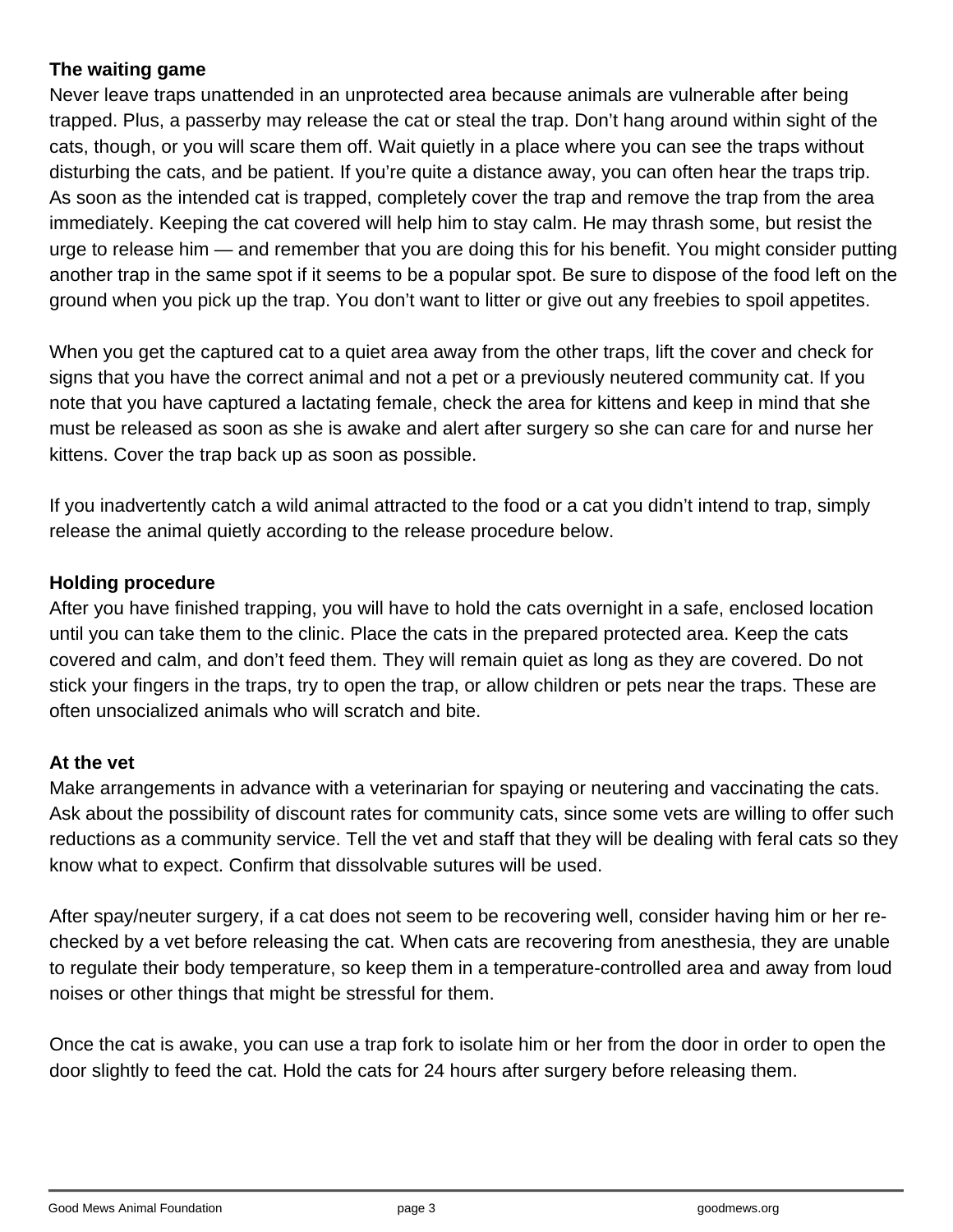**The waiting game**

Never leave traps unattended in an unprotected area because animals are vulnerable after being trapped. Plus, a passerby may release the cat or steal the trap. Don't hang around within sight of the cats, though, or you will scare them off. Wait quietly in a place where you can see the traps without disturbing the cats, and be patient. If you're quite a distance away, you can often hear the traps trip. As soon as the intended cat is trapped, completely cover the trap and remove the trap from the area immediately. Keeping the cat covered will help him to stay calm. He may thrash some, but resist the urge to release him — and remember that you are doing this for his benefit. You might consider putting another trap in the same spot if it seems to be a popular spot. Be sure to dispose of the food left on the ground when you pick up the trap. You don't want to litter or give out any freebies to spoil appetites.

When you get the captured cat to a quiet area away from the other traps, lift the cover and check for signs that you have the correct animal and not a pet or a previously neutered community cat. If you note that you have captured a lactating female, check the area for kittens and keep in mind that she must be released as soon as she is awake and alert after surgery so she can care for and nurse her kittens. Cover the trap back up as soon as possible.

If you inadvertently catch a wild animal attracted to the food or a cat you didn't intend to trap, simply release the animal quietly according to the release procedure below.

**Holding procedure**

After you have finished trapping, you will have to hold the cats overnight in a safe, enclosed location until you can take them to the clinic. Place the cats in the prepared protected area. Keep the cats covered and calm, and don't feed them. They will remain quiet as long as they are covered. Do not stick your fingers in the traps, try to open the trap, or allow children or pets near the traps. These are often unsocialized animals who will scratch and bite.

**At the vet**

Make arrangements in advance with a veterinarian for spaying or neutering and vaccinating the cats. Ask about the possibility of discount rates for community cats, since some vets are willing to offer such reductions as a community service. Tell the vet and staff that they will be dealing with feral cats so they know what to expect. Confirm that dissolvable sutures will be used.

After spay/neuter surgery, if a cat does not seem to be recovering well, consider having him or her re-checked by a vet before releasing the cat. When cats are recovering from anesthesia, they are unable to regulate their body temperature, so keep them in a temperature-controlled area and away from loud noises or other things that might be stressful for them.

Once the cat is awake, you can use a trap fork to isolate him or her from the door in order to open the door slightly to feed the cat. Hold the cats for 24 hours after surgery before releasing them.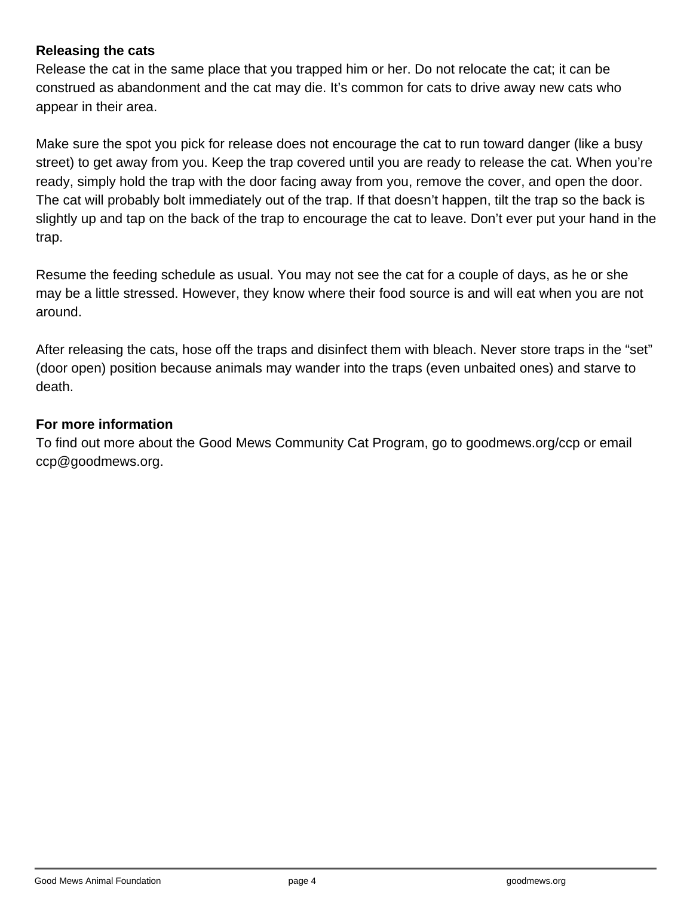**Releasing the cats**

Release the cat in the same place that you trapped him or her. Do not relocate the cat; it can be construed as abandonment and the cat may die. It's common for cats to drive away new cats who appear in their area.

Make sure the spot you pick for release does not encourage the cat to run toward danger (like a busy street) to get away from you. Keep the trap covered until you are ready to release the cat. When you're ready, simply hold the trap with the door facing away from you, remove the cover, and open the door. The cat will probably bolt immediately out of the trap. If that doesn't happen, tilt the trap so the back is slightly up and tap on the back of the trap to encourage the cat to leave. Don't ever put your hand in the trap.

Resume the feeding schedule as usual. You may not see the cat for a couple of days, as he or she may be a little stressed. However, they know where their food source is and will eat when you are not around.

After releasing the cats, hose off the traps and disinfect them with bleach. Never store traps in the "set" (door open) position because animals may wander into the traps (even unbaited ones) and starve to death.

**For more information**

To find out more about the Good Mews Community Cat Program, go to goodmews.org/ccp or email ccp@goodmews.org.